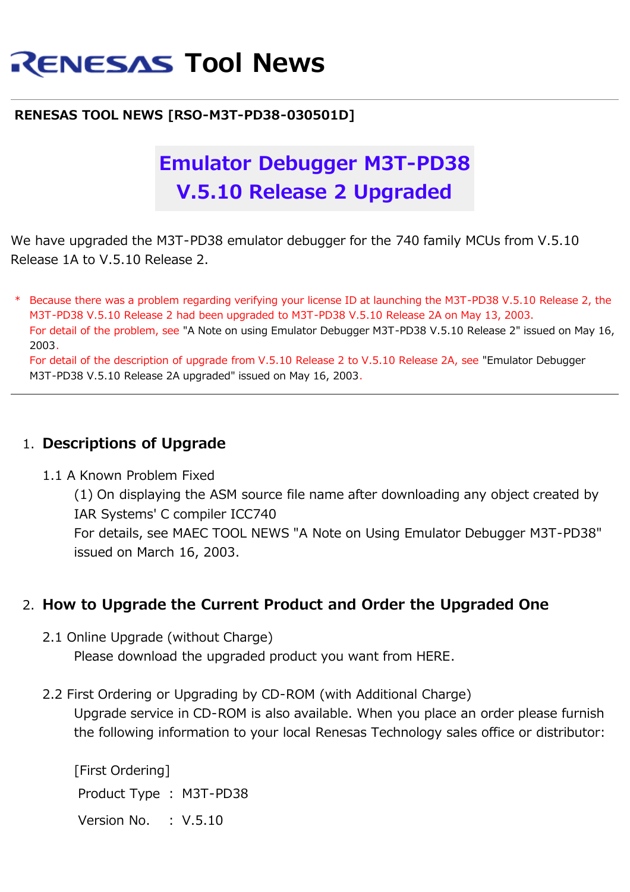# RENESAS Tool News

**RENESAS TOOL NEWS [RSO-M3T-PD38-030501D]**

## Emulator Debugger M3T-PD38 V.5.10 Release 2 Upgraded

We have upgraded the M3T-PD38 emulator debugger for the 740 family MCUs from V.5.10 Release 1A to V.5.10 Release 2.

\* Because there was a problem regarding verifying your license ID at launching the M3T-PD38 V.5.10 Release 2, the M3T-PD38 V.5.10 Release 2 had been upgraded to M3T-PD38 V.5.10 Release 2A on May 13, 2003.
For detail of the problem, see "A Note on using Emulator Debugger M3T-PD38 V.5.10 Release 2" issued on May 16, 2003.
For detail of the description of upgrade from V.5.10 Release 2 to V.5.10 Release 2A, see "Emulator Debugger M3T-PD38 V.5.10 Release 2A upgraded" issued on May 16, 2003.

---

### 1. Descriptions of Upgrade

1.1 A Known Problem Fixed

(1) On displaying the ASM source file name after downloading any object created by IAR Systems' C compiler ICC740
For details, see MAEC TOOL NEWS "A Note on Using Emulator Debugger M3T-PD38" issued on March 16, 2003.

### 2. How to Upgrade the Current Product and Order the Upgraded One

2.1 Online Upgrade (without Charge)

Please download the upgraded product you want from HERE.

2.2 First Ordering or Upgrading by CD-ROM (with Additional Charge)

Upgrade service in CD-ROM is also available. When you place an order please furnish the following information to your local Renesas Technology sales office or distributor:

[First Ordering]

Product Type : M3T-PD38

Version No. : V.5.10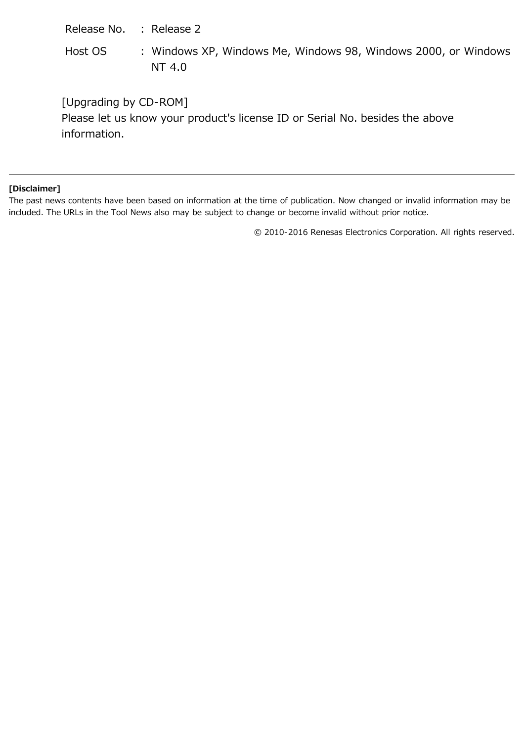Release No. : Release 2

Host OS : Windows XP, Windows Me, Windows 98, Windows 2000, or Windows NT 4.0

[Upgrading by CD-ROM]
Please let us know your product's license ID or Serial No. besides the above information.

---

**[Disclaimer]**
The past news contents have been based on information at the time of publication. Now changed or invalid information may be included. The URLs in the Tool News also may be subject to change or become invalid without prior notice.

© 2010-2016 Renesas Electronics Corporation. All rights reserved.